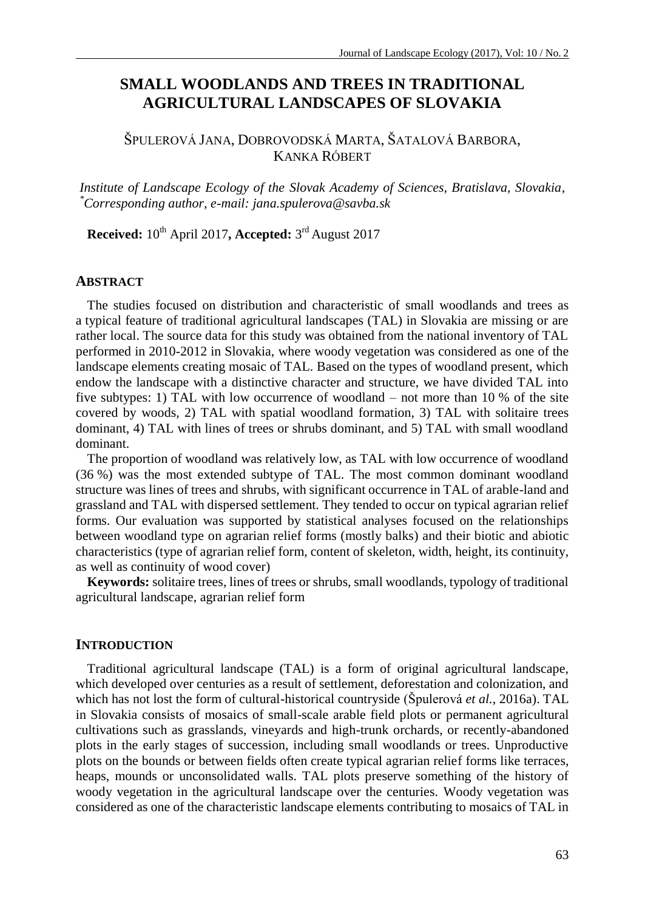# SMALL WOODLANDS AND TREES IN TRADITIONAL AGRICULTURAL LANDSCAPES OF SLOVAKIA

ŠPULEROVÁ JANA, DOBROVODSKÁ MARTA, ŠATALOVÁ BARBORA, KANKA RÓBERT

*Institute of Landscape Ecology of the Slovak Academy of Sciences, Bratislava, Slovakia,*
*[*]Corresponding author, e-mail: jana.spulerova@savba.sk*

**Received:** 10th April 2017**, Accepted:** 3rd August 2017

## ABSTRACT

The studies focused on distribution and characteristic of small woodlands and trees as a typical feature of traditional agricultural landscapes (TAL) in Slovakia are missing or are rather local. The source data for this study was obtained from the national inventory of TAL performed in 2010-2012 in Slovakia, where woody vegetation was considered as one of the landscape elements creating mosaic of TAL. Based on the types of woodland present, which endow the landscape with a distinctive character and structure, we have divided TAL into five subtypes: 1) TAL with low occurrence of woodland – not more than 10 % of the site covered by woods, 2) TAL with spatial woodland formation, 3) TAL with solitaire trees dominant, 4) TAL with lines of trees or shrubs dominant, and 5) TAL with small woodland dominant.

The proportion of woodland was relatively low, as TAL with low occurrence of woodland (36 %) was the most extended subtype of TAL. The most common dominant woodland structure was lines of trees and shrubs, with significant occurrence in TAL of arable-land and grassland and TAL with dispersed settlement. They tended to occur on typical agrarian relief forms. Our evaluation was supported by statistical analyses focused on the relationships between woodland type on agrarian relief forms (mostly balks) and their biotic and abiotic characteristics (type of agrarian relief form, content of skeleton, width, height, its continuity, as well as continuity of wood cover)

**Keywords:** solitaire trees, lines of trees or shrubs, small woodlands, typology of traditional agricultural landscape, agrarian relief form

## INTRODUCTION

Traditional agricultural landscape (TAL) is a form of original agricultural landscape, which developed over centuries as a result of settlement, deforestation and colonization, and which has not lost the form of cultural-historical countryside (Špulerová *et al.*, 2016a). TAL in Slovakia consists of mosaics of small-scale arable field plots or permanent agricultural cultivations such as grasslands, vineyards and high-trunk orchards, or recently-abandoned plots in the early stages of succession, including small woodlands or trees. Unproductive plots on the bounds or between fields often create typical agrarian relief forms like terraces, heaps, mounds or unconsolidated walls. TAL plots preserve something of the history of woody vegetation in the agricultural landscape over the centuries. Woody vegetation was considered as one of the characteristic landscape elements contributing to mosaics of TAL in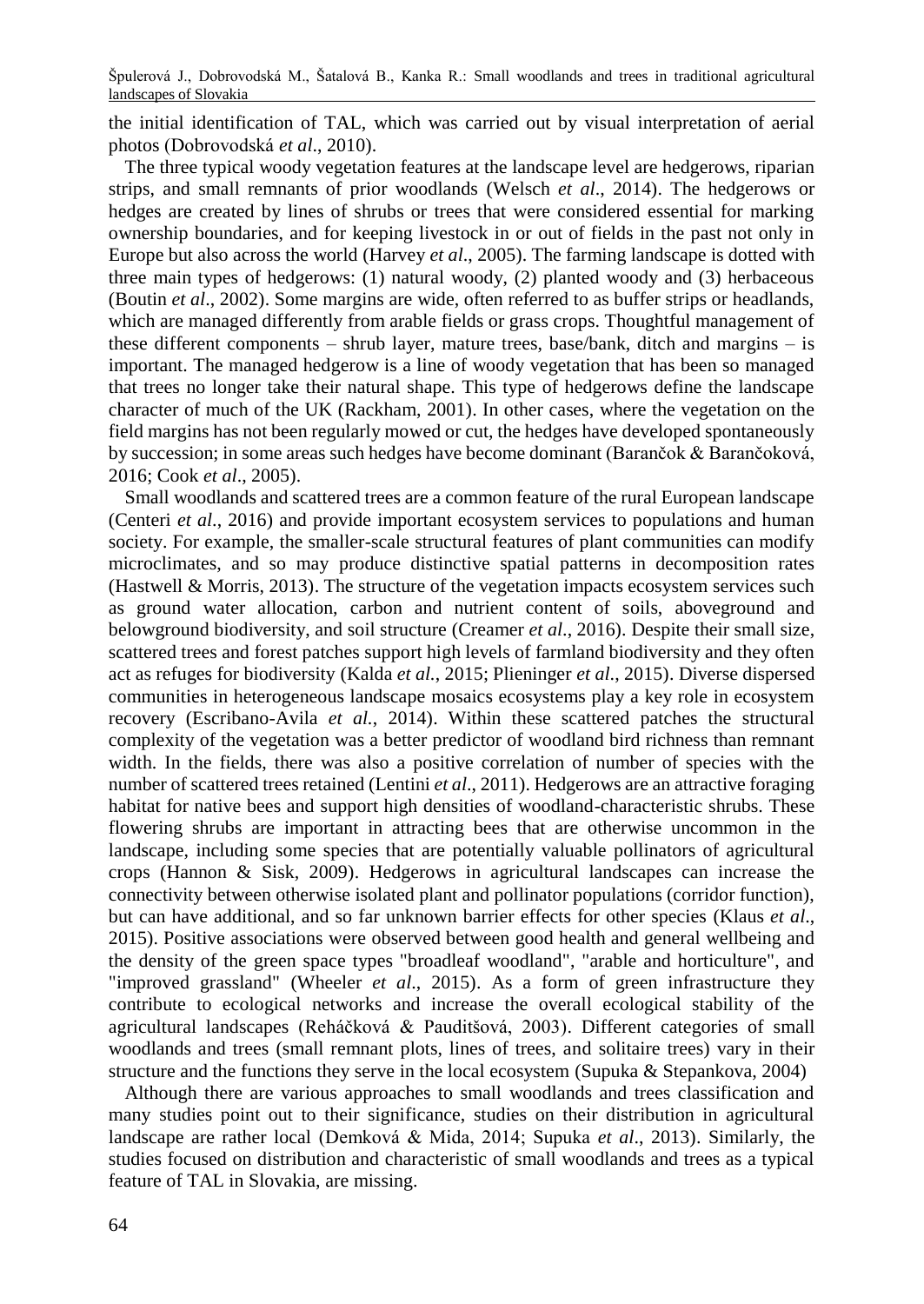the initial identification of TAL, which was carried out by visual interpretation of aerial photos (Dobrovodská *et al*., 2010).

The three typical woody vegetation features at the landscape level are hedgerows, riparian strips, and small remnants of prior woodlands (Welsch *et al*., 2014). The hedgerows or hedges are created by lines of shrubs or trees that were considered essential for marking ownership boundaries, and for keeping livestock in or out of fields in the past not only in Europe but also across the world (Harvey *et al*., 2005). The farming landscape is dotted with three main types of hedgerows: (1) natural woody, (2) planted woody and (3) herbaceous (Boutin *et al*., 2002). Some margins are wide, often referred to as buffer strips or headlands, which are managed differently from arable fields or grass crops. Thoughtful management of these different components – shrub layer, mature trees, base/bank, ditch and margins – is important. The managed hedgerow is a line of woody vegetation that has been so managed that trees no longer take their natural shape. This type of hedgerows define the landscape character of much of the UK (Rackham, 2001). In other cases, where the vegetation on the field margins has not been regularly mowed or cut, the hedges have developed spontaneously by succession; in some areas such hedges have become dominant (Barančok & Barančoková, 2016; Cook *et al*., 2005).

Small woodlands and scattered trees are a common feature of the rural European landscape (Centeri *et al*., 2016) and provide important ecosystem services to populations and human society. For example, the smaller-scale structural features of plant communities can modify microclimates, and so may produce distinctive spatial patterns in decomposition rates (Hastwell & Morris, 2013). The structure of the vegetation impacts ecosystem services such as ground water allocation, carbon and nutrient content of soils, aboveground and belowground biodiversity, and soil structure (Creamer *et al*., 2016). Despite their small size, scattered trees and forest patches support high levels of farmland biodiversity and they often act as refuges for biodiversity (Kalda *et al.*, 2015; Plieninger *et al*., 2015). Diverse dispersed communities in heterogeneous landscape mosaics ecosystems play a key role in ecosystem recovery (Escribano-Avila *et al.*, 2014). Within these scattered patches the structural complexity of the vegetation was a better predictor of woodland bird richness than remnant width. In the fields, there was also a positive correlation of number of species with the number of scattered trees retained (Lentini *et al*., 2011). Hedgerows are an attractive foraging habitat for native bees and support high densities of woodland-characteristic shrubs. These flowering shrubs are important in attracting bees that are otherwise uncommon in the landscape, including some species that are potentially valuable pollinators of agricultural crops (Hannon & Sisk, 2009). Hedgerows in agricultural landscapes can increase the connectivity between otherwise isolated plant and pollinator populations (corridor function), but can have additional, and so far unknown barrier effects for other species (Klaus *et al*., 2015). Positive associations were observed between good health and general wellbeing and the density of the green space types "broadleaf woodland", "arable and horticulture", and "improved grassland" (Wheeler *et al*., 2015). As a form of green infrastructure they contribute to ecological networks and increase the overall ecological stability of the agricultural landscapes (Reháčková & Pauditšová, 2003). Different categories of small woodlands and trees (small remnant plots, lines of trees, and solitaire trees) vary in their structure and the functions they serve in the local ecosystem (Supuka & Stepankova, 2004)

Although there are various approaches to small woodlands and trees classification and many studies point out to their significance, studies on their distribution in agricultural landscape are rather local (Demková & Mida, 2014; Supuka *et al*., 2013). Similarly, the studies focused on distribution and characteristic of small woodlands and trees as a typical feature of TAL in Slovakia, are missing.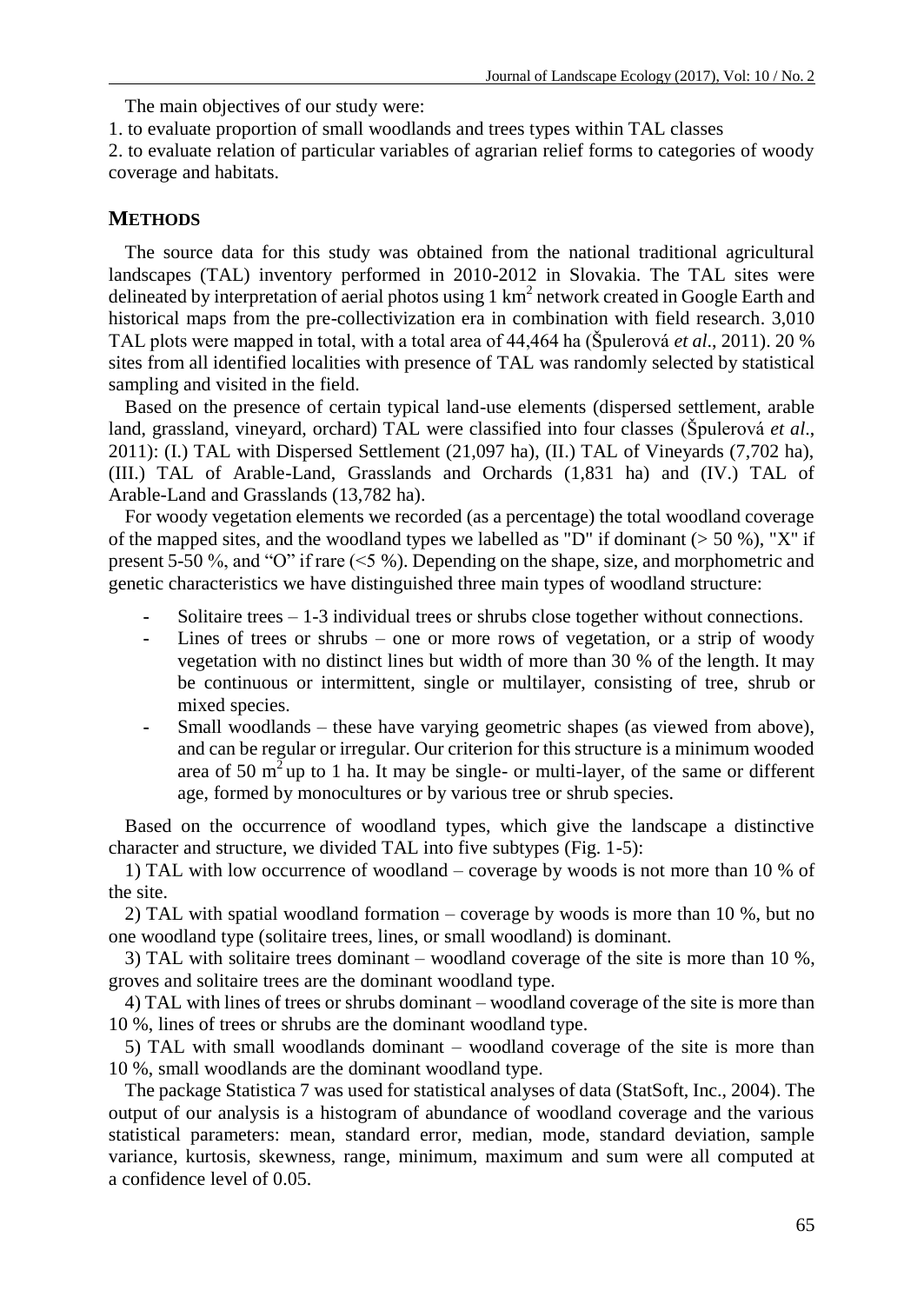The main objectives of our study were:

1. to evaluate proportion of small woodlands and trees types within TAL classes
2. to evaluate relation of particular variables of agrarian relief forms to categories of woody coverage and habitats.

## METHODS

The source data for this study was obtained from the national traditional agricultural landscapes (TAL) inventory performed in 2010-2012 in Slovakia. The TAL sites were delineated by interpretation of aerial photos using 1 km$^2$ network created in Google Earth and historical maps from the pre-collectivization era in combination with field research. 3,010 TAL plots were mapped in total, with a total area of 44,464 ha (Špulerová *et al*., 2011). 20 % sites from all identified localities with presence of TAL was randomly selected by statistical sampling and visited in the field.

Based on the presence of certain typical land-use elements (dispersed settlement, arable land, grassland, vineyard, orchard) TAL were classified into four classes (Špulerová *et al*., 2011): (I.) TAL with Dispersed Settlement (21,097 ha), (II.) TAL of Vineyards (7,702 ha), (III.) TAL of Arable-Land, Grasslands and Orchards (1,831 ha) and (IV.) TAL of Arable-Land and Grasslands (13,782 ha).

For woody vegetation elements we recorded (as a percentage) the total woodland coverage of the mapped sites, and the woodland types we labelled as "D" if dominant (> 50 %), "X" if present 5-50 %, and "O" if rare (<5 %). Depending on the shape, size, and morphometric and genetic characteristics we have distinguished three main types of woodland structure:

- Solitaire trees – 1-3 individual trees or shrubs close together without connections.
- Lines of trees or shrubs – one or more rows of vegetation, or a strip of woody vegetation with no distinct lines but width of more than 30 % of the length. It may be continuous or intermittent, single or multilayer, consisting of tree, shrub or mixed species.
- Small woodlands – these have varying geometric shapes (as viewed from above), and can be regular or irregular. Our criterion for this structure is a minimum wooded area of 50 m$^2$ up to 1 ha. It may be single- or multi-layer, of the same or different age, formed by monocultures or by various tree or shrub species.

Based on the occurrence of woodland types, which give the landscape a distinctive character and structure, we divided TAL into five subtypes (Fig. 1-5):

1) TAL with low occurrence of woodland – coverage by woods is not more than 10 % of the site.

2) TAL with spatial woodland formation – coverage by woods is more than 10 %, but no one woodland type (solitaire trees, lines, or small woodland) is dominant.

3) TAL with solitaire trees dominant – woodland coverage of the site is more than 10 %, groves and solitaire trees are the dominant woodland type.

4) TAL with lines of trees or shrubs dominant – woodland coverage of the site is more than 10 %, lines of trees or shrubs are the dominant woodland type.

5) TAL with small woodlands dominant – woodland coverage of the site is more than 10 %, small woodlands are the dominant woodland type.

The package Statistica 7 was used for statistical analyses of data (StatSoft, Inc., 2004). The output of our analysis is a histogram of abundance of woodland coverage and the various statistical parameters: mean, standard error, median, mode, standard deviation, sample variance, kurtosis, skewness, range, minimum, maximum and sum were all computed at a confidence level of 0.05.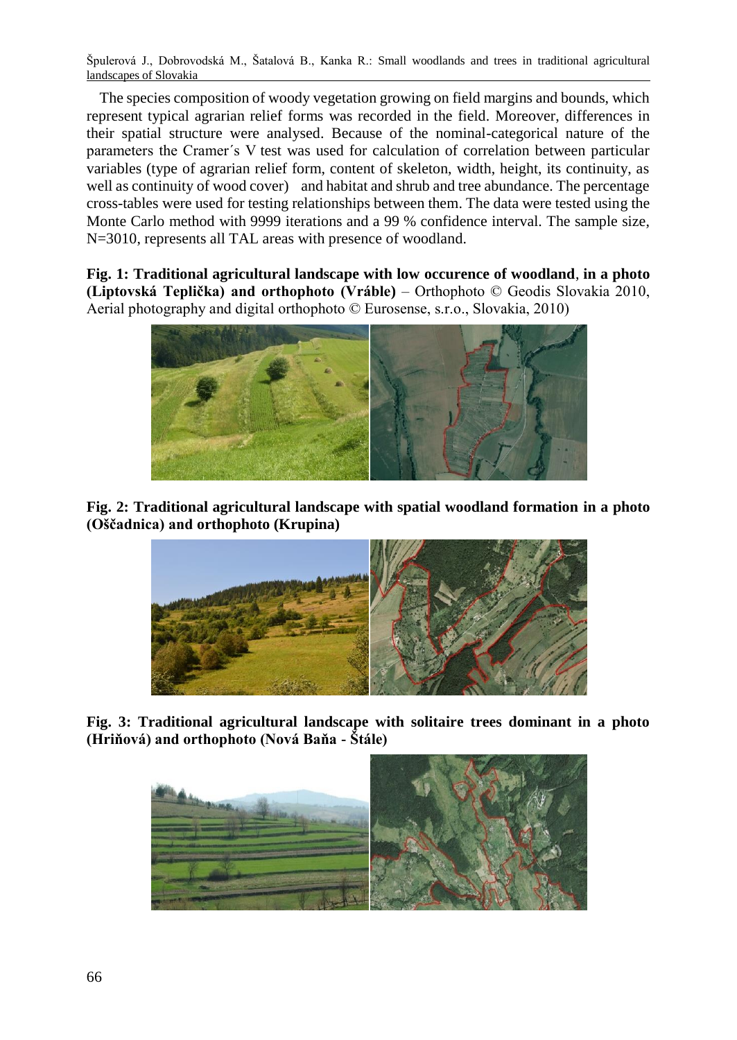The species composition of woody vegetation growing on field margins and bounds, which represent typical agrarian relief forms was recorded in the field. Moreover, differences in their spatial structure were analysed. Because of the nominal-categorical nature of the parameters the Cramer´s V test was used for calculation of correlation between particular variables (type of agrarian relief form, content of skeleton, width, height, its continuity, as well as continuity of wood cover) and habitat and shrub and tree abundance. The percentage cross-tables were used for testing relationships between them. The data were tested using the Monte Carlo method with 9999 iterations and a 99 % confidence interval. The sample size, N=3010, represents all TAL areas with presence of woodland.

**Fig. 1: Traditional agricultural landscape with low occurence of woodland**, **in a photo (Liptovská Teplička) and orthophoto (Vráble)** – Orthophoto © Geodis Slovakia 2010, Aerial photography and digital orthophoto © Eurosense, s.r.o., Slovakia, 2010)

**Fig. 2: Traditional agricultural landscape with spatial woodland formation in a photo (Oščadnica) and orthophoto (Krupina)**

**Fig. 3: Traditional agricultural landscape with solitaire trees dominant in a photo (Hriňová) and orthophoto (Nová Baňa - Štále)**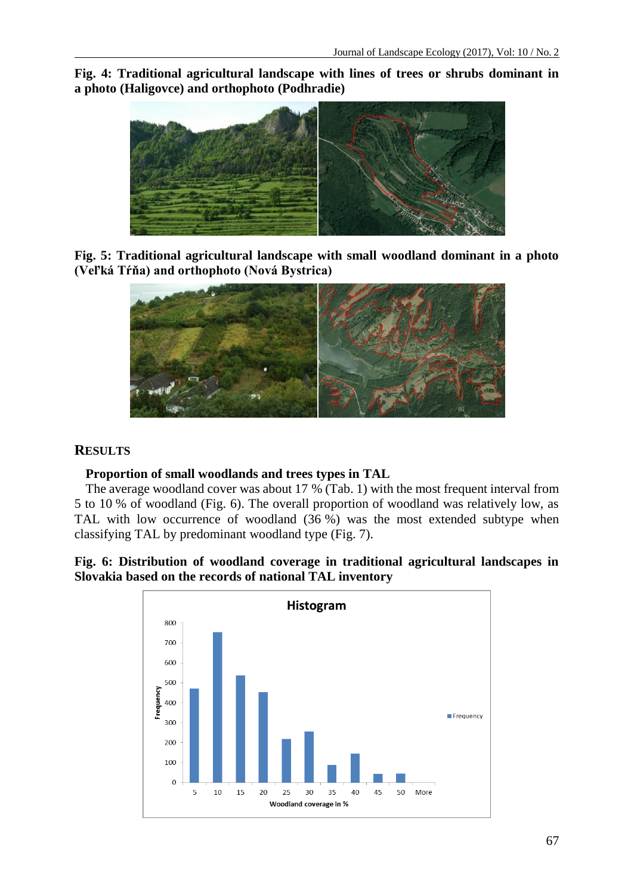**Fig. 4: Traditional agricultural landscape with lines of trees or shrubs dominant in a photo (Haligovce) and orthophoto (Podhradie)**

**Fig. 5: Traditional agricultural landscape with small woodland dominant in a photo (Veľká Tŕňa) and orthophoto (Nová Bystrica)**

## RESULTS

### Proportion of small woodlands and trees types in TAL

The average woodland cover was about 17 % (Tab. 1) with the most frequent interval from 5 to 10 % of woodland (Fig. 6). The overall proportion of woodland was relatively low, as TAL with low occurrence of woodland (36 %) was the most extended subtype when classifying TAL by predominant woodland type (Fig. 7).

**Fig. 6: Distribution of woodland coverage in traditional agricultural landscapes in Slovakia based on the records of national TAL inventory**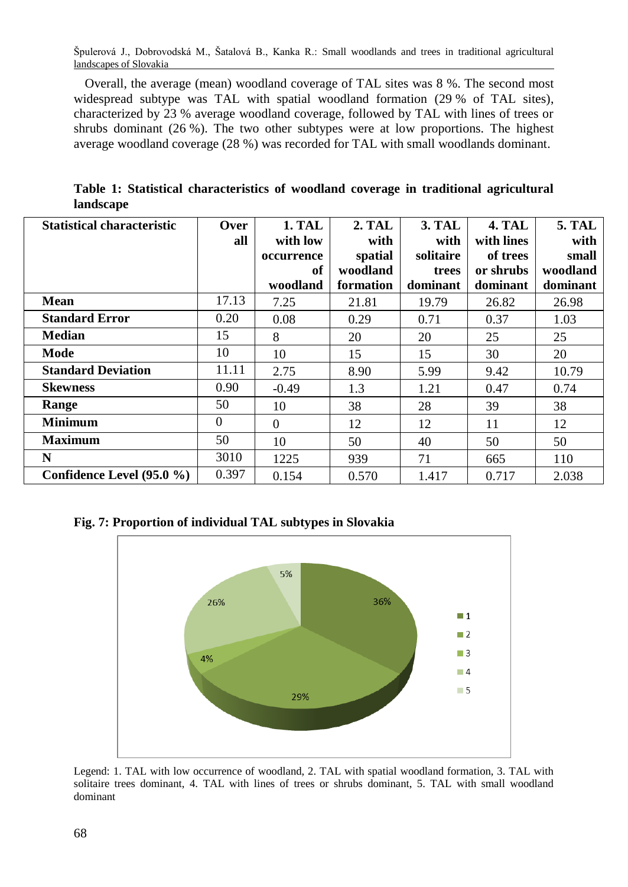Overall, the average (mean) woodland coverage of TAL sites was 8 %. The second most widespread subtype was TAL with spatial woodland formation (29 % of TAL sites), characterized by 23 % average woodland coverage, followed by TAL with lines of trees or shrubs dominant (26 %). The two other subtypes were at low proportions. The highest average woodland coverage (28 %) was recorded for TAL with small woodlands dominant.

**Table 1: Statistical characteristics of woodland coverage in traditional agricultural landscape**

| Statistical characteristic | Overall | 1. TAL with low occurrence of woodland | 2. TAL with spatial woodland formation | 3. TAL with solitaire trees dominant | 4. TAL with lines of trees or shrubs dominant | 5. TAL with small woodland dominant |
|---|---|---|---|---|---|---|
| **Mean** | 17.13 | 7.25 | 21.81 | 19.79 | 26.82 | 26.98 |
| **Standard Error** | 0.20 | 0.08 | 0.29 | 0.71 | 0.37 | 1.03 |
| **Median** | 15 | 8 | 20 | 20 | 25 | 25 |
| **Mode** | 10 | 10 | 15 | 15 | 30 | 20 |
| **Standard Deviation** | 11.11 | 2.75 | 8.90 | 5.99 | 9.42 | 10.79 |
| **Skewness** | 0.90 | -0.49 | 1.3 | 1.21 | 0.47 | 0.74 |
| **Range** | 50 | 10 | 38 | 28 | 39 | 38 |
| **Minimum** | 0 | 0 | 12 | 12 | 11 | 12 |
| **Maximum** | 50 | 10 | 50 | 40 | 50 | 50 |
| **N** | 3010 | 1225 | 939 | 71 | 665 | 110 |
| **Confidence Level (95.0 %)** | 0.397 | 0.154 | 0.570 | 1.417 | 0.717 | 2.038 |

**Fig. 7: Proportion of individual TAL subtypes in Slovakia**

Legend: 1. TAL with low occurrence of woodland, 2. TAL with spatial woodland formation, 3. TAL with solitaire trees dominant, 4. TAL with lines of trees or shrubs dominant, 5. TAL with small woodland dominant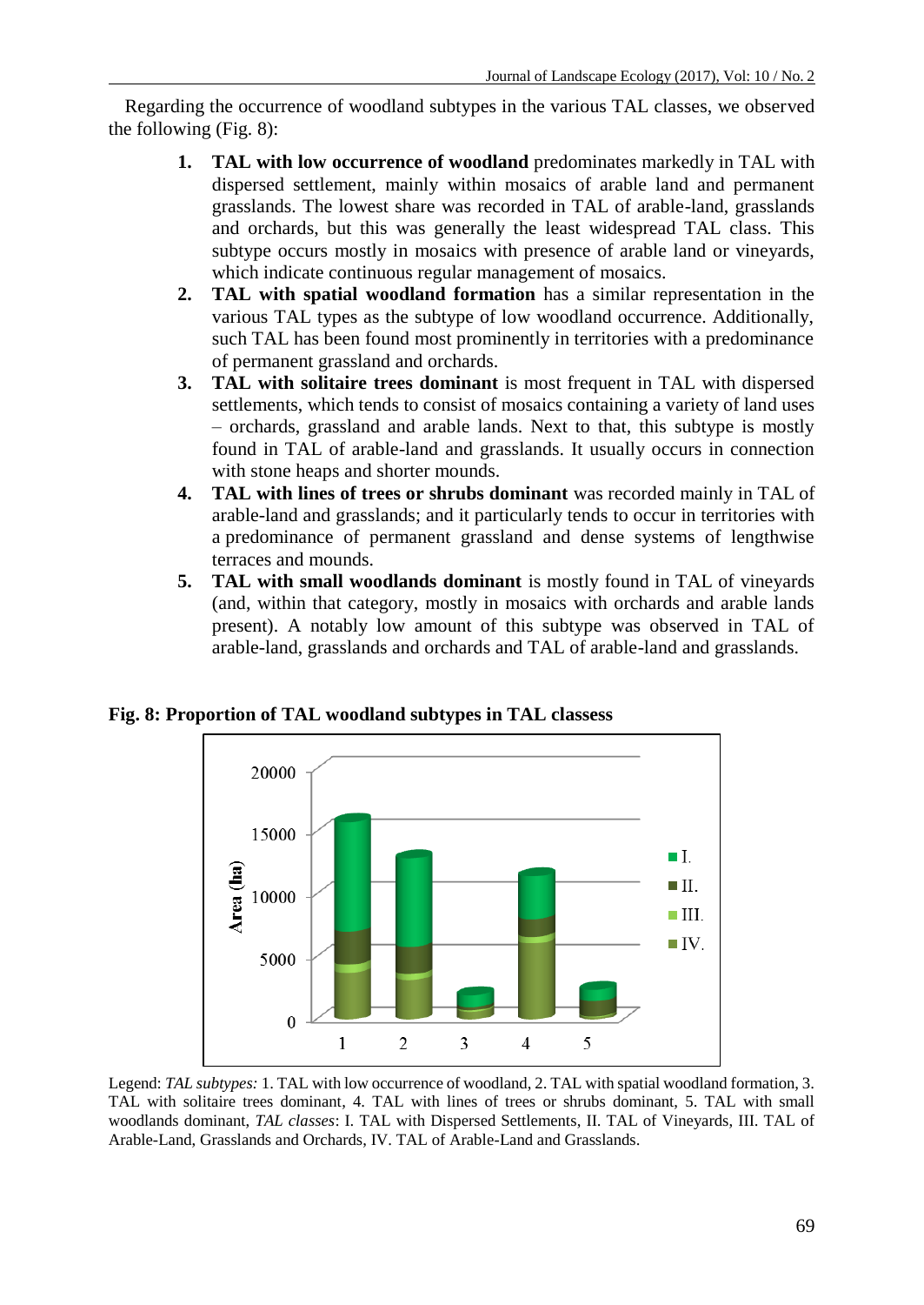Regarding the occurrence of woodland subtypes in the various TAL classes, we observed the following (Fig. 8):

1. **TAL with low occurrence of woodland** predominates markedly in TAL with dispersed settlement, mainly within mosaics of arable land and permanent grasslands. The lowest share was recorded in TAL of arable-land, grasslands and orchards, but this was generally the least widespread TAL class. This subtype occurs mostly in mosaics with presence of arable land or vineyards, which indicate continuous regular management of mosaics.
2. **TAL with spatial woodland formation** has a similar representation in the various TAL types as the subtype of low woodland occurrence. Additionally, such TAL has been found most prominently in territories with a predominance of permanent grassland and orchards.
3. **TAL with solitaire trees dominant** is most frequent in TAL with dispersed settlements, which tends to consist of mosaics containing a variety of land uses – orchards, grassland and arable lands. Next to that, this subtype is mostly found in TAL of arable-land and grasslands. It usually occurs in connection with stone heaps and shorter mounds.
4. **TAL with lines of trees or shrubs dominant** was recorded mainly in TAL of arable-land and grasslands; and it particularly tends to occur in territories with a predominance of permanent grassland and dense systems of lengthwise terraces and mounds.
5. **TAL with small woodlands dominant** is mostly found in TAL of vineyards (and, within that category, mostly in mosaics with orchards and arable lands present). A notably low amount of this subtype was observed in TAL of arable-land, grasslands and orchards and TAL of arable-land and grasslands.

**Fig. 8: Proportion of TAL woodland subtypes in TAL classess**

Legend: *TAL subtypes:* 1. TAL with low occurrence of woodland, 2. TAL with spatial woodland formation, 3. TAL with solitaire trees dominant, 4. TAL with lines of trees or shrubs dominant, 5. TAL with small woodlands dominant, *TAL classes*: I. TAL with Dispersed Settlements, II. TAL of Vineyards, III. TAL of Arable-Land, Grasslands and Orchards, IV. TAL of Arable-Land and Grasslands.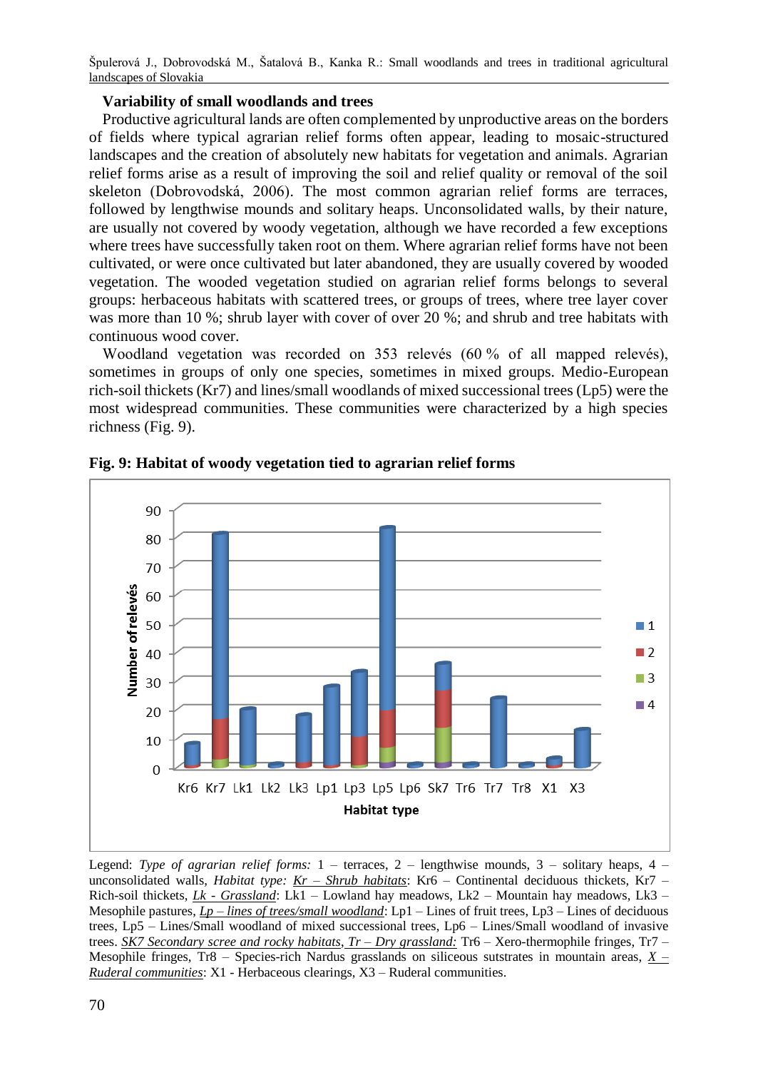### Variability of small woodlands and trees

Productive agricultural lands are often complemented by unproductive areas on the borders of fields where typical agrarian relief forms often appear, leading to mosaic-structured landscapes and the creation of absolutely new habitats for vegetation and animals. Agrarian relief forms arise as a result of improving the soil and relief quality or removal of the soil skeleton (Dobrovodská, 2006). The most common agrarian relief forms are terraces, followed by lengthwise mounds and solitary heaps. Unconsolidated walls, by their nature, are usually not covered by woody vegetation, although we have recorded a few exceptions where trees have successfully taken root on them. Where agrarian relief forms have not been cultivated, or were once cultivated but later abandoned, they are usually covered by wooded vegetation. The wooded vegetation studied on agrarian relief forms belongs to several groups: herbaceous habitats with scattered trees, or groups of trees, where tree layer cover was more than 10 %; shrub layer with cover of over 20 %; and shrub and tree habitats with continuous wood cover.

Woodland vegetation was recorded on 353 relevés (60 % of all mapped relevés), sometimes in groups of only one species, sometimes in mixed groups. Medio-European rich-soil thickets (Kr7) and lines/small woodlands of mixed successional trees (Lp5) were the most widespread communities. These communities were characterized by a high species richness (Fig. 9).

**Fig. 9: Habitat of woody vegetation tied to agrarian relief forms**

Legend: *Type of agrarian relief forms:* 1 – terraces, 2 – lengthwise mounds, 3 – solitary heaps, 4 – unconsolidated walls, *Habitat type:* *Kr – Shrub habitats*: Kr6 – Continental deciduous thickets, Kr7 – Rich-soil thickets, *Lk - Grassland*: Lk1 – Lowland hay meadows, Lk2 – Mountain hay meadows, Lk3 – Mesophile pastures, *Lp – lines of trees/small woodland*: Lp1 – Lines of fruit trees, Lp3 – Lines of deciduous trees, Lp5 – Lines/Small woodland of mixed successional trees, Lp6 – Lines/Small woodland of invasive trees. *SK7 Secondary scree and rocky habitats*, *Tr – Dry grassland:* Tr6 – Xero-thermophile fringes, Tr7 – Mesophile fringes, Tr8 – Species-rich Nardus grasslands on siliceous substrates in mountain areas, *X – Ruderal communities*: X1 - Herbaceous clearings, X3 – Ruderal communities.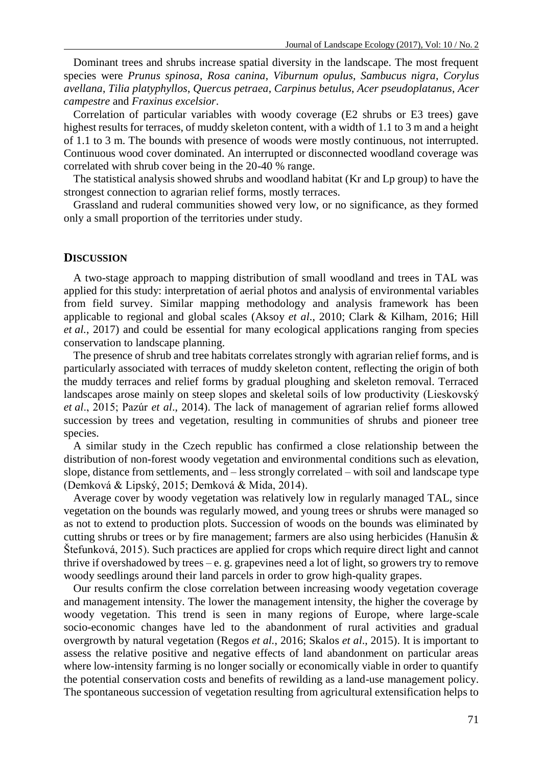Dominant trees and shrubs increase spatial diversity in the landscape. The most frequent species were *Prunus spinosa*, *Rosa canina*, *Viburnum opulus*, *Sambucus nigra*, *Corylus avellana*, *Tilia platyphyllos*, *Quercus petraea*, *Carpinus betulus*, *Acer pseudoplatanus*, *Acer campestre* and *Fraxinus excelsior*.

Correlation of particular variables with woody coverage (E2 shrubs or E3 trees) gave highest results for terraces, of muddy skeleton content, with a width of 1.1 to 3 m and a height of 1.1 to 3 m. The bounds with presence of woods were mostly continuous, not interrupted. Continuous wood cover dominated. An interrupted or disconnected woodland coverage was correlated with shrub cover being in the 20-40 % range.

The statistical analysis showed shrubs and woodland habitat (Kr and Lp group) to have the strongest connection to agrarian relief forms, mostly terraces.

Grassland and ruderal communities showed very low, or no significance, as they formed only a small proportion of the territories under study.

## DISCUSSION

A two-stage approach to mapping distribution of small woodland and trees in TAL was applied for this study: interpretation of aerial photos and analysis of environmental variables from field survey. Similar mapping methodology and analysis framework has been applicable to regional and global scales (Aksoy *et al*., 2010; Clark & Kilham, 2016; Hill *et al.*, 2017) and could be essential for many ecological applications ranging from species conservation to landscape planning.

The presence of shrub and tree habitats correlates strongly with agrarian relief forms, and is particularly associated with terraces of muddy skeleton content, reflecting the origin of both the muddy terraces and relief forms by gradual ploughing and skeleton removal. Terraced landscapes arose mainly on steep slopes and skeletal soils of low productivity (Lieskovský *et al*., 2015; Pazúr *et al*., 2014). The lack of management of agrarian relief forms allowed succession by trees and vegetation, resulting in communities of shrubs and pioneer tree species.

A similar study in the Czech republic has confirmed a close relationship between the distribution of non-forest woody vegetation and environmental conditions such as elevation, slope, distance from settlements, and – less strongly correlated – with soil and landscape type (Demková & Lipský, 2015; Demková & Mida, 2014).

Average cover by woody vegetation was relatively low in regularly managed TAL, since vegetation on the bounds was regularly mowed, and young trees or shrubs were managed so as not to extend to production plots. Succession of woods on the bounds was eliminated by cutting shrubs or trees or by fire management; farmers are also using herbicides (Hanušin & Štefunková, 2015). Such practices are applied for crops which require direct light and cannot thrive if overshadowed by trees – e. g. grapevines need a lot of light, so growers try to remove woody seedlings around their land parcels in order to grow high-quality grapes.

Our results confirm the close correlation between increasing woody vegetation coverage and management intensity. The lower the management intensity, the higher the coverage by woody vegetation. This trend is seen in many regions of Europe, where large-scale socio-economic changes have led to the abandonment of rural activities and gradual overgrowth by natural vegetation (Regos *et al.*, 2016; Skalos *et al*., 2015). It is important to assess the relative positive and negative effects of land abandonment on particular areas where low-intensity farming is no longer socially or economically viable in order to quantify the potential conservation costs and benefits of rewilding as a land-use management policy. The spontaneous succession of vegetation resulting from agricultural extensification helps to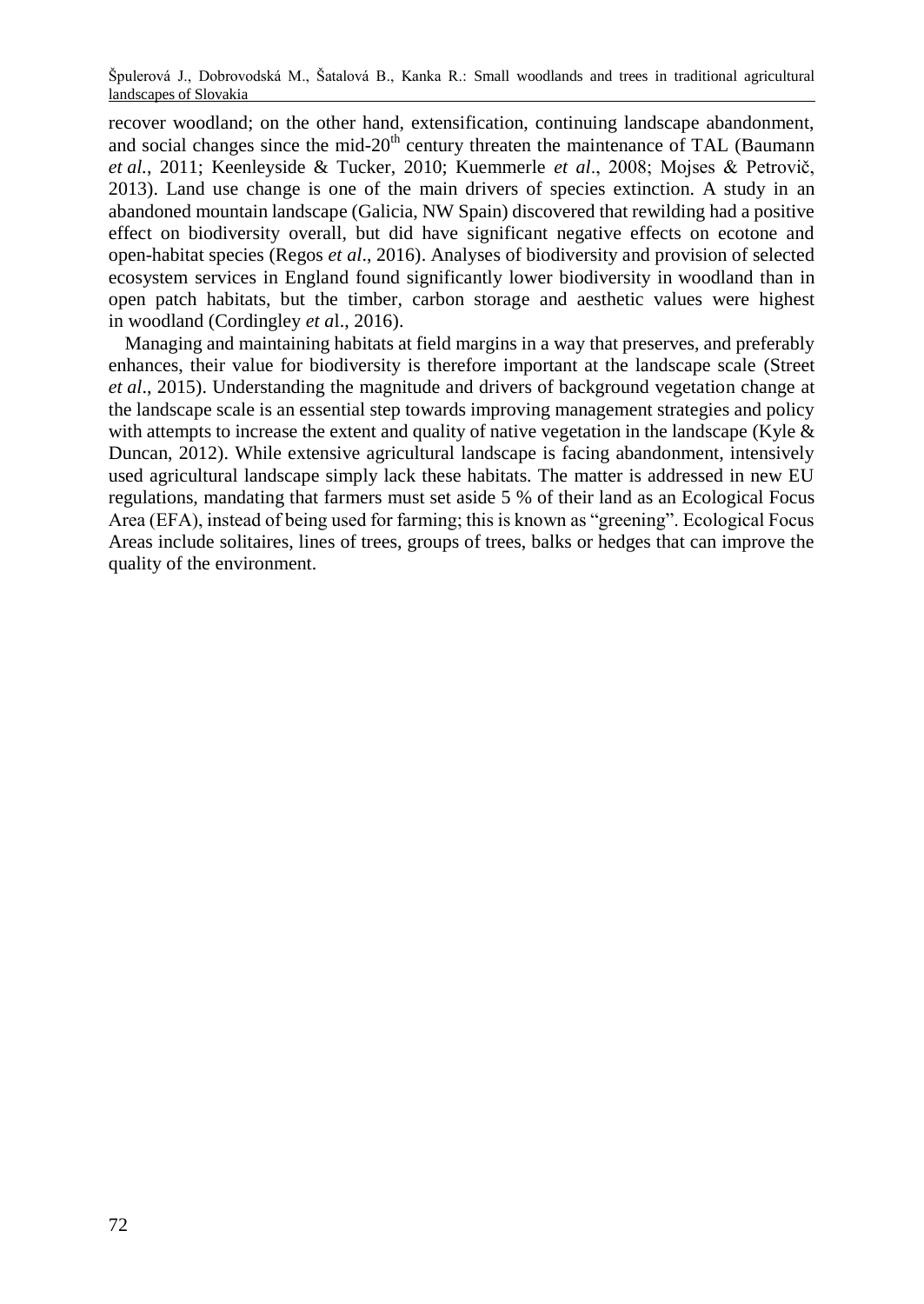recover woodland; on the other hand, extensification, continuing landscape abandonment, and social changes since the mid-20th century threaten the maintenance of TAL (Baumann *et al.*, 2011; Keenleyside & Tucker, 2010; Kuemmerle *et al*., 2008; Mojses & Petrovič, 2013). Land use change is one of the main drivers of species extinction. A study in an abandoned mountain landscape (Galicia, NW Spain) discovered that rewilding had a positive effect on biodiversity overall, but did have significant negative effects on ecotone and open-habitat species (Regos *et al*., 2016). Analyses of biodiversity and provision of selected ecosystem services in England found significantly lower biodiversity in woodland than in open patch habitats, but the timber, carbon storage and aesthetic values were highest in woodland (Cordingley *et a*l., 2016).

Managing and maintaining habitats at field margins in a way that preserves, and preferably enhances, their value for biodiversity is therefore important at the landscape scale (Street *et al*., 2015). Understanding the magnitude and drivers of background vegetation change at the landscape scale is an essential step towards improving management strategies and policy with attempts to increase the extent and quality of native vegetation in the landscape (Kyle & Duncan, 2012). While extensive agricultural landscape is facing abandonment, intensively used agricultural landscape simply lack these habitats. The matter is addressed in new EU regulations, mandating that farmers must set aside 5 % of their land as an Ecological Focus Area (EFA), instead of being used for farming; this is known as "greening". Ecological Focus Areas include solitaires, lines of trees, groups of trees, balks or hedges that can improve the quality of the environment.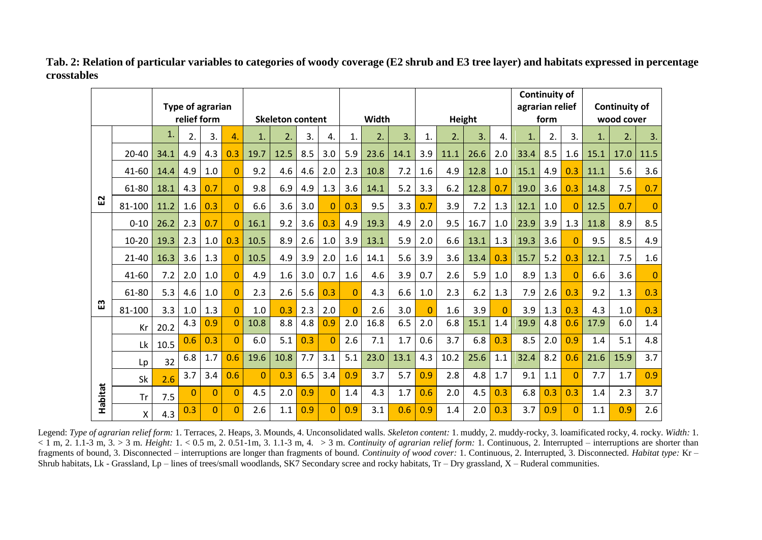**Tab. 2: Relation of particular variables to categories of woody coverage (E2 shrub and E3 tree layer) and habitats expressed in percentage crosstables**

| | | Type of agrarian relief form | | | | Skeleton content | | | | Width | | | Height | | | | Continuity of agrarian relief form | | | Continuity of wood cover | | |
|---|---|---|---|---|---|---|---|---|---|---|---|---|---|---|---|---|---|---|---|---|---|---|
| | | 1. | 2. | 3. | 4. | 1. | 2. | 3. | 4. | 1. | 2. | 3. | 1. | 2. | 3. | 4. | 1. | 2. | 3. | 1. | 2. | 3. |
| E2 | 20-40 | 34.1 | 4.9 | 4.3 | 0.3 | 19.7 | 12.5 | 8.5 | 3.0 | 5.9 | 23.6 | 14.1 | 3.9 | 11.1 | 26.6 | 2.0 | 33.4 | 8.5 | 1.6 | 15.1 | 17.0 | 11.5 |
| | 41-60 | 14.4 | 4.9 | 1.0 | 0 | 9.2 | 4.6 | 4.6 | 2.0 | 2.3 | 10.8 | 7.2 | 1.6 | 4.9 | 12.8 | 1.0 | 15.1 | 4.9 | 0.3 | 11.1 | 5.6 | 3.6 |
| | 61-80 | 18.1 | 4.3 | 0.7 | 0 | 9.8 | 6.9 | 4.9 | 1.3 | 3.6 | 14.1 | 5.2 | 3.3 | 6.2 | 12.8 | 0.7 | 19.0 | 3.6 | 0.3 | 14.8 | 7.5 | 0.7 |
| | 81-100 | 11.2 | 1.6 | 0.3 | 0 | 6.6 | 3.6 | 3.0 | 0 | 0.3 | 9.5 | 3.3 | 0.7 | 3.9 | 7.2 | 1.3 | 12.1 | 1.0 | 0 | 12.5 | 0.7 | 0 |
| E3 | 0-10 | 26.2 | 2.3 | 0.7 | 0 | 16.1 | 9.2 | 3.6 | 0.3 | 4.9 | 19.3 | 4.9 | 2.0 | 9.5 | 16.7 | 1.0 | 23.9 | 3.9 | 1.3 | 11.8 | 8.9 | 8.5 |
| | 10-20 | 19.3 | 2.3 | 1.0 | 0.3 | 10.5 | 8.9 | 2.6 | 1.0 | 3.9 | 13.1 | 5.9 | 2.0 | 6.6 | 13.1 | 1.3 | 19.3 | 3.6 | 0 | 9.5 | 8.5 | 4.9 |
| | 21-40 | 16.3 | 3.6 | 1.3 | 0 | 10.5 | 4.9 | 3.9 | 2.0 | 1.6 | 14.1 | 5.6 | 3.9 | 3.6 | 13.4 | 0.3 | 15.7 | 5.2 | 0.3 | 12.1 | 7.5 | 1.6 |
| | 41-60 | 7.2 | 2.0 | 1.0 | 0 | 4.9 | 1.6 | 3.0 | 0.7 | 1.6 | 4.6 | 3.9 | 0.7 | 2.6 | 5.9 | 1.0 | 8.9 | 1.3 | 0 | 6.6 | 3.6 | 0 |
| | 61-80 | 5.3 | 4.6 | 1.0 | 0 | 2.3 | 2.6 | 5.6 | 0.3 | 0 | 4.3 | 6.6 | 1.0 | 2.3 | 6.2 | 1.3 | 7.9 | 2.6 | 0.3 | 9.2 | 1.3 | 0.3 |
| | 81-100 | 3.3 | 1.0 | 1.3 | 0 | 1.0 | 0.3 | 2.3 | 2.0 | 0 | 2.6 | 3.0 | 0 | 1.6 | 3.9 | 0 | 3.9 | 1.3 | 0.3 | 4.3 | 1.0 | 0.3 |
| Habitat | Kr | 20.2 | 4.3 | 0.9 | 0 | 10.8 | 8.8 | 4.8 | 0.9 | 2.0 | 16.8 | 6.5 | 2.0 | 6.8 | 15.1 | 1.4 | 19.9 | 4.8 | 0.6 | 17.9 | 6.0 | 1.4 |
| | Lk | 10.5 | 0.6 | 0.3 | 0 | 6.0 | 5.1 | 0.3 | 0 | 2.6 | 7.1 | 1.7 | 0.6 | 3.7 | 6.8 | 0.3 | 8.5 | 2.0 | 0.9 | 1.4 | 5.1 | 4.8 |
| | Lp | 32 | 6.8 | 1.7 | 0.6 | 19.6 | 10.8 | 7.7 | 3.1 | 5.1 | 23.0 | 13.1 | 4.3 | 10.2 | 25.6 | 1.1 | 32.4 | 8.2 | 0.6 | 21.6 | 15.9 | 3.7 |
| | Sk | 2.6 | 3.7 | 3.4 | 0.6 | 0 | 0.3 | 6.5 | 3.4 | 0.9 | 3.7 | 5.7 | 0.9 | 2.8 | 4.8 | 1.7 | 9.1 | 1.1 | 0 | 7.7 | 1.7 | 0.9 |
| | Tr | 7.5 | 0 | 0 | 0 | 4.5 | 2.0 | 0.9 | 0 | 1.4 | 4.3 | 1.7 | 0.6 | 2.0 | 4.5 | 0.3 | 6.8 | 0.3 | 0.3 | 1.4 | 2.3 | 3.7 |
| | X | 4.3 | 0.3 | 0 | 0 | 2.6 | 1.1 | 0.9 | 0 | 0.9 | 3.1 | 0.6 | 0.9 | 1.4 | 2.0 | 0.3 | 3.7 | 0.9 | 0 | 1.1 | 0.9 | 2.6 |

Legend: *Type of agrarian relief form:* 1. Terraces, 2. Heaps, 3. Mounds, 4. Unconsolidated walls. *Skeleton content:* 1. muddy, 2. muddy-rocky, 3. loamificated rocky, 4. rocky. *Width:* 1. < 1 m, 2. 1.1-3 m, 3. > 3 m. *Height:* 1. < 0.5 m, 2. 0.51-1m, 3. 1.1-3 m, 4. > 3 m. *Continuity of agrarian relief form:* 1. Continuous, 2. Interrupted – interruptions are shorter than fragments of bound, 3. Disconnected – interruptions are longer than fragments of bound. *Continuity of wood cover:* 1. Continuous, 2. Interrupted, 3. Disconnected. *Habitat type:* Kr – Shrub habitats, Lk - Grassland, Lp – lines of trees/small woodlands, SK7 Secondary scree and rocky habitats, Tr – Dry grassland, X – Ruderal communities.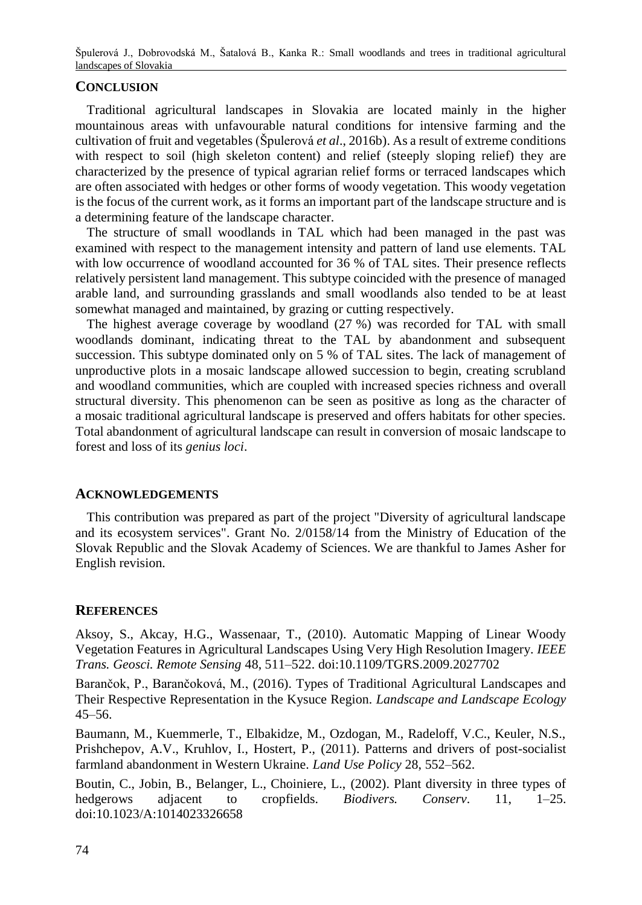## CONCLUSION

Traditional agricultural landscapes in Slovakia are located mainly in the higher mountainous areas with unfavourable natural conditions for intensive farming and the cultivation of fruit and vegetables (Špulerová *et al*., 2016b). As a result of extreme conditions with respect to soil (high skeleton content) and relief (steeply sloping relief) they are characterized by the presence of typical agrarian relief forms or terraced landscapes which are often associated with hedges or other forms of woody vegetation. This woody vegetation is the focus of the current work, as it forms an important part of the landscape structure and is a determining feature of the landscape character.

The structure of small woodlands in TAL which had been managed in the past was examined with respect to the management intensity and pattern of land use elements. TAL with low occurrence of woodland accounted for 36 % of TAL sites. Their presence reflects relatively persistent land management. This subtype coincided with the presence of managed arable land, and surrounding grasslands and small woodlands also tended to be at least somewhat managed and maintained, by grazing or cutting respectively.

The highest average coverage by woodland (27 %) was recorded for TAL with small woodlands dominant, indicating threat to the TAL by abandonment and subsequent succession. This subtype dominated only on 5 % of TAL sites. The lack of management of unproductive plots in a mosaic landscape allowed succession to begin, creating scrubland and woodland communities, which are coupled with increased species richness and overall structural diversity. This phenomenon can be seen as positive as long as the character of a mosaic traditional agricultural landscape is preserved and offers habitats for other species. Total abandonment of agricultural landscape can result in conversion of mosaic landscape to forest and loss of its *genius loci*.

## ACKNOWLEDGEMENTS

This contribution was prepared as part of the project "Diversity of agricultural landscape and its ecosystem services". Grant No. 2/0158/14 from the Ministry of Education of the Slovak Republic and the Slovak Academy of Sciences. We are thankful to James Asher for English revision.

## REFERENCES

Aksoy, S., Akcay, H.G., Wassenaar, T., (2010). Automatic Mapping of Linear Woody Vegetation Features in Agricultural Landscapes Using Very High Resolution Imagery. *IEEE Trans. Geosci. Remote Sensing* 48, 511–522. doi:10.1109/TGRS.2009.2027702

Barančok, P., Barančoková, M., (2016). Types of Traditional Agricultural Landscapes and Their Respective Representation in the Kysuce Region. *Landscape and Landscape Ecology* 45–56.

Baumann, M., Kuemmerle, T., Elbakidze, M., Ozdogan, M., Radeloff, V.C., Keuler, N.S., Prishchepov, A.V., Kruhlov, I., Hostert, P., (2011). Patterns and drivers of post-socialist farmland abandonment in Western Ukraine. *Land Use Policy* 28, 552–562.

Boutin, C., Jobin, B., Belanger, L., Choiniere, L., (2002). Plant diversity in three types of hedgerows adjacent to cropfields. *Biodivers. Conserv.* 11, 1–25. doi:10.1023/A:1014023326658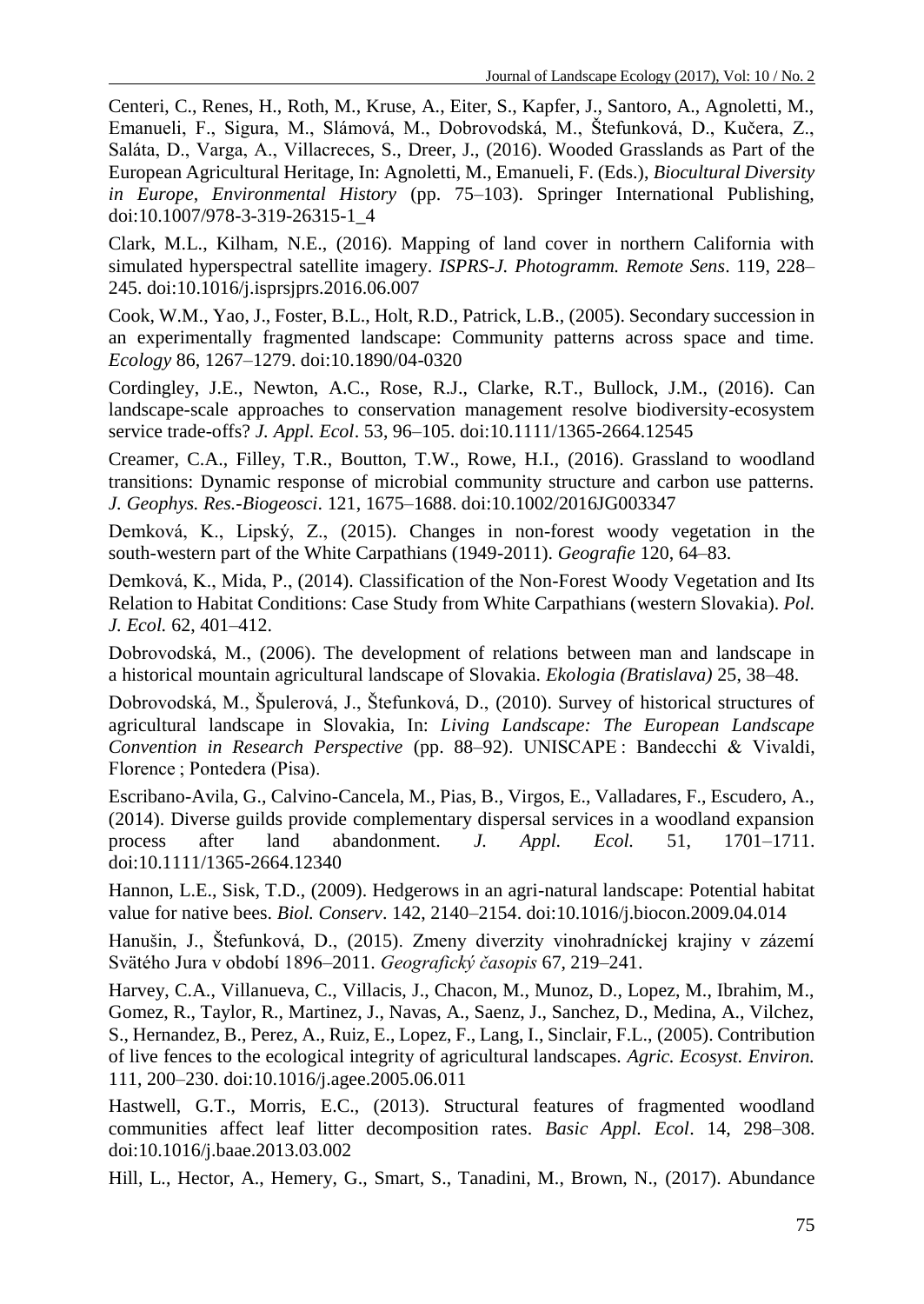Centeri, C., Renes, H., Roth, M., Kruse, A., Eiter, S., Kapfer, J., Santoro, A., Agnoletti, M., Emanueli, F., Sigura, M., Slámová, M., Dobrovodská, M., Štefunková, D., Kučera, Z., Saláta, D., Varga, A., Villacreces, S., Dreer, J., (2016). Wooded Grasslands as Part of the European Agricultural Heritage, In: Agnoletti, M., Emanueli, F. (Eds.), *Biocultural Diversity in Europe*, *Environmental History* (pp. 75–103). Springer International Publishing, doi:10.1007/978-3-319-26315-1_4

Clark, M.L., Kilham, N.E., (2016). Mapping of land cover in northern California with simulated hyperspectral satellite imagery. *ISPRS-J. Photogramm. Remote Sens*. 119, 228–245. doi:10.1016/j.isprsjprs.2016.06.007

Cook, W.M., Yao, J., Foster, B.L., Holt, R.D., Patrick, L.B., (2005). Secondary succession in an experimentally fragmented landscape: Community patterns across space and time. *Ecology* 86, 1267–1279. doi:10.1890/04-0320

Cordingley, J.E., Newton, A.C., Rose, R.J., Clarke, R.T., Bullock, J.M., (2016). Can landscape-scale approaches to conservation management resolve biodiversity-ecosystem service trade-offs? *J. Appl. Ecol*. 53, 96–105. doi:10.1111/1365-2664.12545

Creamer, C.A., Filley, T.R., Boutton, T.W., Rowe, H.I., (2016). Grassland to woodland transitions: Dynamic response of microbial community structure and carbon use patterns. *J. Geophys. Res.-Biogeosci*. 121, 1675–1688. doi:10.1002/2016JG003347

Demková, K., Lipský, Z., (2015). Changes in non-forest woody vegetation in the south-western part of the White Carpathians (1949-2011). *Geografie* 120, 64–83.

Demková, K., Mida, P., (2014). Classification of the Non-Forest Woody Vegetation and Its Relation to Habitat Conditions: Case Study from White Carpathians (western Slovakia). *Pol. J. Ecol.* 62, 401–412.

Dobrovodská, M., (2006). The development of relations between man and landscape in a historical mountain agricultural landscape of Slovakia. *Ekologia (Bratislava)* 25, 38–48.

Dobrovodská, M., Špulerová, J., Štefunková, D., (2010). Survey of historical structures of agricultural landscape in Slovakia, In: *Living Landscape: The European Landscape Convention in Research Perspective* (pp. 88–92). UNISCAPE : Bandecchi & Vivaldi, Florence ; Pontedera (Pisa).

Escribano-Avila, G., Calvino-Cancela, M., Pias, B., Virgos, E., Valladares, F., Escudero, A., (2014). Diverse guilds provide complementary dispersal services in a woodland expansion process after land abandonment. *J. Appl. Ecol.* 51, 1701–1711. doi:10.1111/1365-2664.12340

Hannon, L.E., Sisk, T.D., (2009). Hedgerows in an agri-natural landscape: Potential habitat value for native bees. *Biol. Conserv*. 142, 2140–2154. doi:10.1016/j.biocon.2009.04.014

Hanušin, J., Štefunková, D., (2015). Zmeny diverzity vinohradníckej krajiny v zázemí Svätého Jura v období 1896–2011. *Geografický časopis* 67, 219–241.

Harvey, C.A., Villanueva, C., Villacis, J., Chacon, M., Munoz, D., Lopez, M., Ibrahim, M., Gomez, R., Taylor, R., Martinez, J., Navas, A., Saenz, J., Sanchez, D., Medina, A., Vilchez, S., Hernandez, B., Perez, A., Ruiz, E., Lopez, F., Lang, I., Sinclair, F.L., (2005). Contribution of live fences to the ecological integrity of agricultural landscapes. *Agric. Ecosyst. Environ.* 111, 200–230. doi:10.1016/j.agee.2005.06.011

Hastwell, G.T., Morris, E.C., (2013). Structural features of fragmented woodland communities affect leaf litter decomposition rates. *Basic Appl. Ecol*. 14, 298–308. doi:10.1016/j.baae.2013.03.002

Hill, L., Hector, A., Hemery, G., Smart, S., Tanadini, M., Brown, N., (2017). Abundance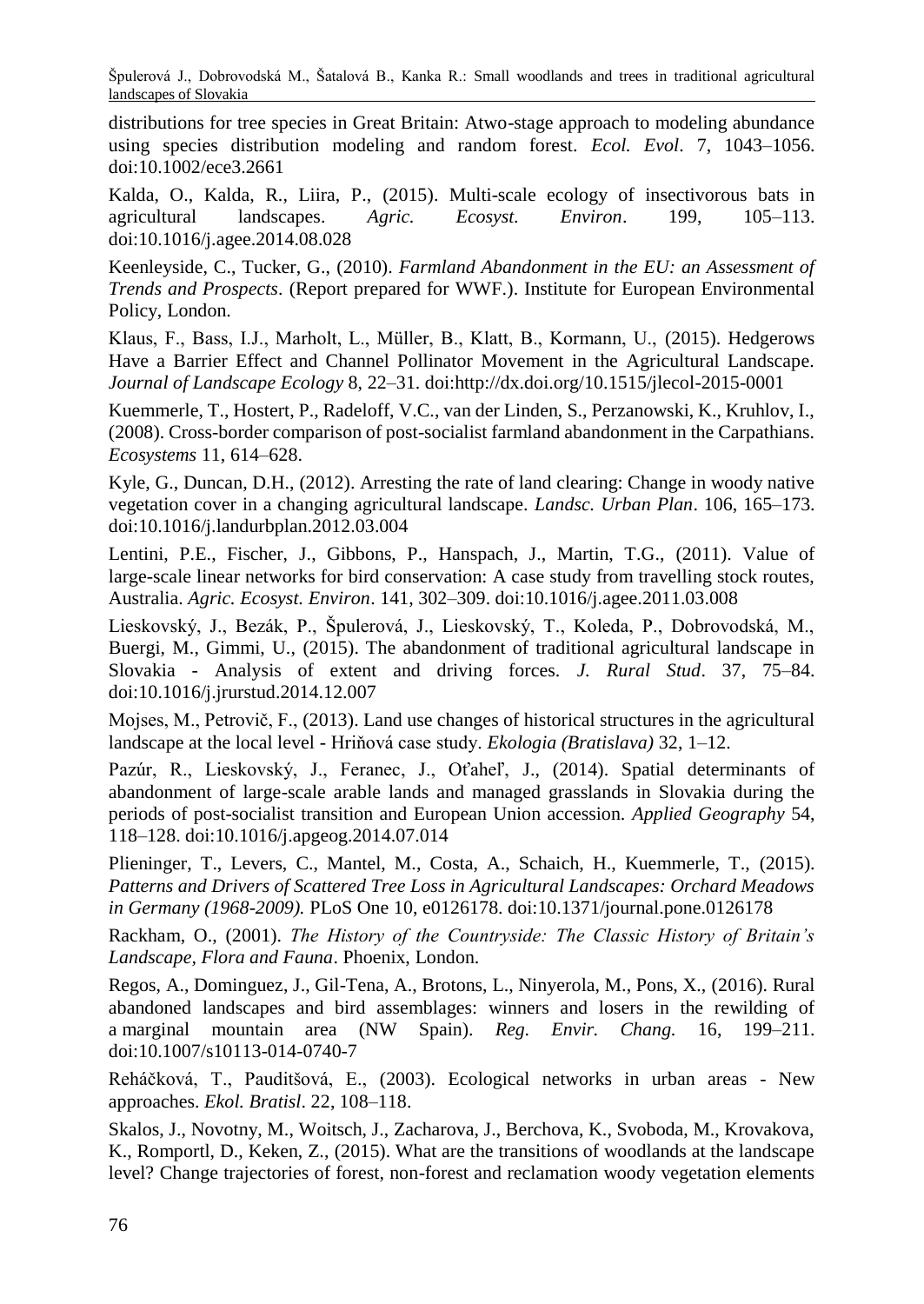distributions for tree species in Great Britain: Atwo-stage approach to modeling abundance using species distribution modeling and random forest. *Ecol. Evol*. 7, 1043–1056. doi:10.1002/ece3.2661

Kalda, O., Kalda, R., Liira, P., (2015). Multi-scale ecology of insectivorous bats in agricultural landscapes. *Agric. Ecosyst. Environ*. 199, 105–113. doi:10.1016/j.agee.2014.08.028

Keenleyside, C., Tucker, G., (2010). *Farmland Abandonment in the EU: an Assessment of Trends and Prospects*. (Report prepared for WWF.). Institute for European Environmental Policy, London.

Klaus, F., Bass, I.J., Marholt, L., Müller, B., Klatt, B., Kormann, U., (2015). Hedgerows Have a Barrier Effect and Channel Pollinator Movement in the Agricultural Landscape. *Journal of Landscape Ecology* 8, 22–31. doi:http://dx.doi.org/10.1515/jlecol-2015-0001

Kuemmerle, T., Hostert, P., Radeloff, V.C., van der Linden, S., Perzanowski, K., Kruhlov, I., (2008). Cross-border comparison of post-socialist farmland abandonment in the Carpathians. *Ecosystems* 11, 614–628.

Kyle, G., Duncan, D.H., (2012). Arresting the rate of land clearing: Change in woody native vegetation cover in a changing agricultural landscape. *Landsc. Urban Plan*. 106, 165–173. doi:10.1016/j.landurbplan.2012.03.004

Lentini, P.E., Fischer, J., Gibbons, P., Hanspach, J., Martin, T.G., (2011). Value of large-scale linear networks for bird conservation: A case study from travelling stock routes, Australia. *Agric. Ecosyst. Environ*. 141, 302–309. doi:10.1016/j.agee.2011.03.008

Lieskovský, J., Bezák, P., Špulerová, J., Lieskovský, T., Koleda, P., Dobrovodská, M., Buergi, M., Gimmi, U., (2015). The abandonment of traditional agricultural landscape in Slovakia - Analysis of extent and driving forces. *J. Rural Stud*. 37, 75–84. doi:10.1016/j.jrurstud.2014.12.007

Mojses, M., Petrovič, F., (2013). Land use changes of historical structures in the agricultural landscape at the local level - Hriňová case study. *Ekologia (Bratislava)* 32, 1–12.

Pazúr, R., Lieskovský, J., Feranec, J., Oťaheľ, J., (2014). Spatial determinants of abandonment of large-scale arable lands and managed grasslands in Slovakia during the periods of post-socialist transition and European Union accession. *Applied Geography* 54, 118–128. doi:10.1016/j.apgeog.2014.07.014

Plieninger, T., Levers, C., Mantel, M., Costa, A., Schaich, H., Kuemmerle, T., (2015). *Patterns and Drivers of Scattered Tree Loss in Agricultural Landscapes: Orchard Meadows in Germany (1968-2009).* PLoS One 10, e0126178. doi:10.1371/journal.pone.0126178

Rackham, O., (2001). *The History of the Countryside: The Classic History of Britain's Landscape, Flora and Fauna*. Phoenix, London.

Regos, A., Dominguez, J., Gil-Tena, A., Brotons, L., Ninyerola, M., Pons, X., (2016). Rural abandoned landscapes and bird assemblages: winners and losers in the rewilding of a marginal mountain area (NW Spain). *Reg. Envir. Chang.* 16, 199–211. doi:10.1007/s10113-014-0740-7

Reháčková, T., Pauditšová, E., (2003). Ecological networks in urban areas - New approaches. *Ekol. Bratisl*. 22, 108–118.

Skalos, J., Novotny, M., Woitsch, J., Zacharova, J., Berchova, K., Svoboda, M., Krovakova, K., Romportl, D., Keken, Z., (2015). What are the transitions of woodlands at the landscape level? Change trajectories of forest, non-forest and reclamation woody vegetation elements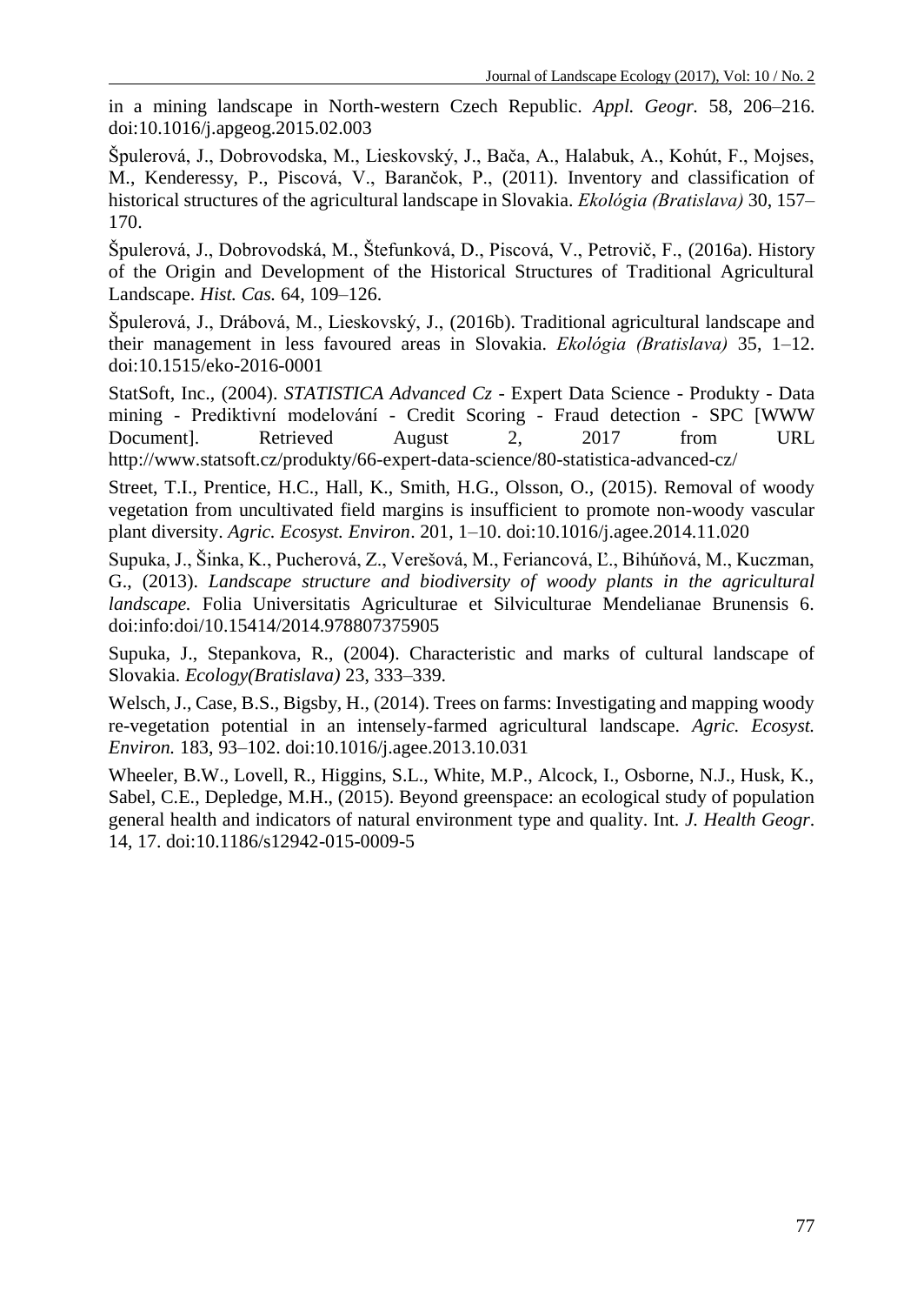in a mining landscape in North-western Czech Republic. *Appl. Geogr.* 58, 206–216. doi:10.1016/j.apgeog.2015.02.003

Špulerová, J., Dobrovodska, M., Lieskovský, J., Bača, A., Halabuk, A., Kohút, F., Mojses, M., Kenderessy, P., Piscová, V., Barančok, P., (2011). Inventory and classification of historical structures of the agricultural landscape in Slovakia. *Ekológia (Bratislava)* 30, 157–170.

Špulerová, J., Dobrovodská, M., Štefunková, D., Piscová, V., Petrovič, F., (2016a). History of the Origin and Development of the Historical Structures of Traditional Agricultural Landscape. *Hist. Cas.* 64, 109–126.

Špulerová, J., Drábová, M., Lieskovský, J., (2016b). Traditional agricultural landscape and their management in less favoured areas in Slovakia. *Ekológia (Bratislava)* 35, 1–12. doi:10.1515/eko-2016-0001

StatSoft, Inc., (2004). *STATISTICA Advanced Cz* - Expert Data Science - Produkty - Data mining - Prediktivní modelování - Credit Scoring - Fraud detection - SPC [WWW Document]. Retrieved August 2, 2017 from URL http://www.statsoft.cz/produkty/66-expert-data-science/80-statistica-advanced-cz/

Street, T.I., Prentice, H.C., Hall, K., Smith, H.G., Olsson, O., (2015). Removal of woody vegetation from uncultivated field margins is insufficient to promote non-woody vascular plant diversity. *Agric. Ecosyst. Environ*. 201, 1–10. doi:10.1016/j.agee.2014.11.020

Supuka, J., Šinka, K., Pucherová, Z., Verešová, M., Feriancová, Ľ., Bihúňová, M., Kuczman, G., (2013). *Landscape structure and biodiversity of woody plants in the agricultural landscape.* Folia Universitatis Agriculturae et Silviculturae Mendelianae Brunensis 6. doi:info:doi/10.15414/2014.978807375905

Supuka, J., Stepankova, R., (2004). Characteristic and marks of cultural landscape of Slovakia. *Ecology(Bratislava)* 23, 333–339.

Welsch, J., Case, B.S., Bigsby, H., (2014). Trees on farms: Investigating and mapping woody re-vegetation potential in an intensely-farmed agricultural landscape. *Agric. Ecosyst. Environ.* 183, 93–102. doi:10.1016/j.agee.2013.10.031

Wheeler, B.W., Lovell, R., Higgins, S.L., White, M.P., Alcock, I., Osborne, N.J., Husk, K., Sabel, C.E., Depledge, M.H., (2015). Beyond greenspace: an ecological study of population general health and indicators of natural environment type and quality. Int. *J. Health Geogr*. 14, 17. doi:10.1186/s12942-015-0009-5